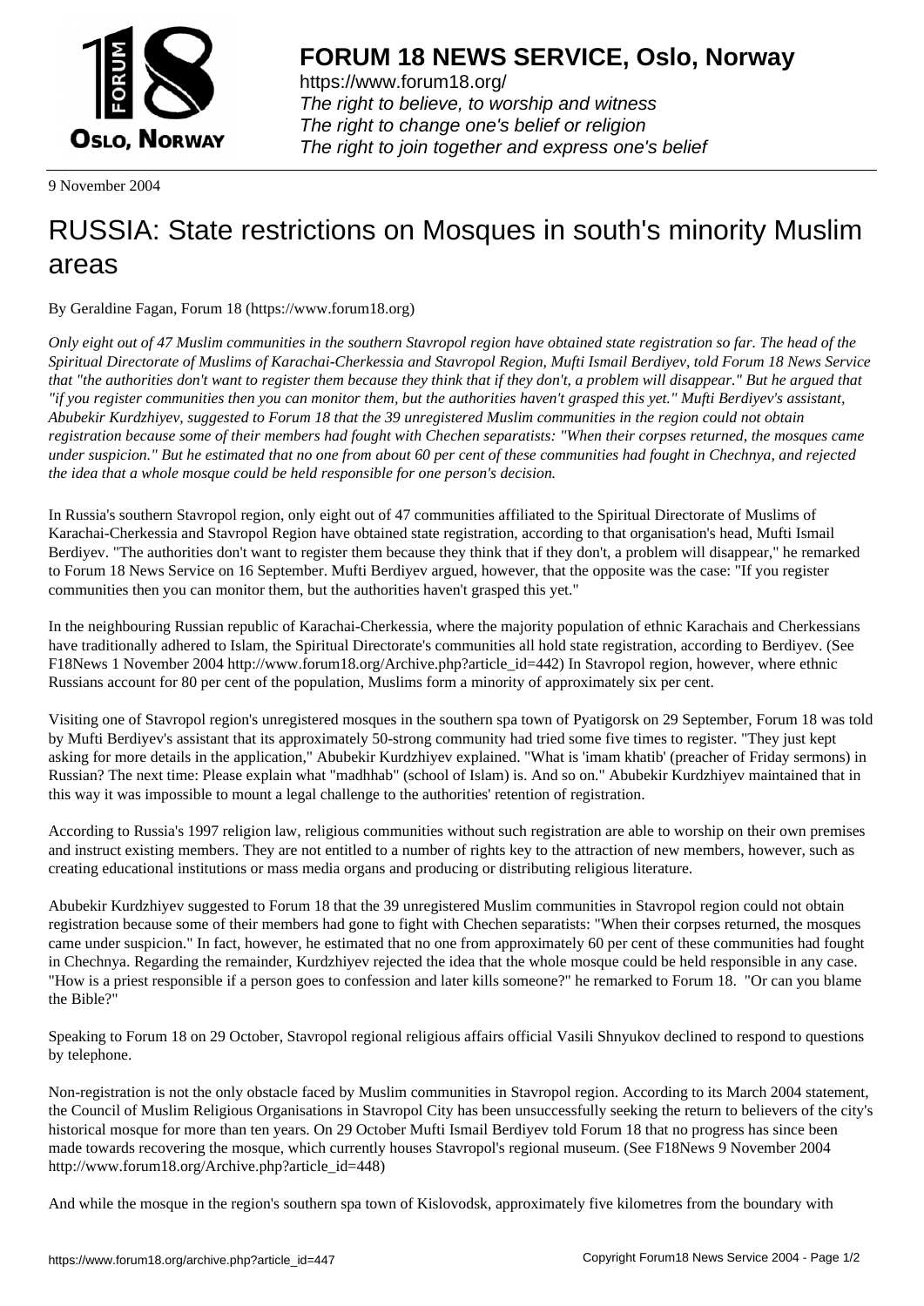**FORUM 18 NEWS SERVICE, Oslo, Norway**

https://www.forum18.org/
*The right to believe, to worship and witness*
*The right to change one's belief or religion*
*The right to join together and express one's belief*

9 November 2004

# RUSSIA: State restrictions on Mosques in south's minority Muslim areas

By Geraldine Fagan, Forum 18 (https://www.forum18.org)

*Only eight out of 47 Muslim communities in the southern Stavropol region have obtained state registration so far. The head of the Spiritual Directorate of Muslims of Karachai-Cherkessia and Stavropol Region, Mufti Ismail Berdiyev, told Forum 18 News Service that "the authorities don't want to register them because they think that if they don't, a problem will disappear." But he argued that "if you register communities then you can monitor them, but the authorities haven't grasped this yet." Mufti Berdiyev's assistant, Abubekir Kurdzhiyev, suggested to Forum 18 that the 39 unregistered Muslim communities in the region could not obtain registration because some of their members had fought with Chechen separatists: "When their corpses returned, the mosques came under suspicion." But he estimated that no one from about 60 per cent of these communities had fought in Chechnya, and rejected the idea that a whole mosque could be held responsible for one person's decision.*

In Russia's southern Stavropol region, only eight out of 47 communities affiliated to the Spiritual Directorate of Muslims of Karachai-Cherkessia and Stavropol Region have obtained state registration, according to that organisation's head, Mufti Ismail Berdiyev. "The authorities don't want to register them because they think that if they don't, a problem will disappear," he remarked to Forum 18 News Service on 16 September. Mufti Berdiyev argued, however, that the opposite was the case: "If you register communities then you can monitor them, but the authorities haven't grasped this yet."

In the neighbouring Russian republic of Karachai-Cherkessia, where the majority population of ethnic Karachais and Cherkessians have traditionally adhered to Islam, the Spiritual Directorate's communities all hold state registration, according to Berdiyev. (See F18News 1 November 2004 http://www.forum18.org/Archive.php?article_id=442) In Stavropol region, however, where ethnic Russians account for 80 per cent of the population, Muslims form a minority of approximately six per cent.

Visiting one of Stavropol region's unregistered mosques in the southern spa town of Pyatigorsk on 29 September, Forum 18 was told by Mufti Berdiyev's assistant that its approximately 50-strong community had tried some five times to register. "They just kept asking for more details in the application," Abubekir Kurdzhiyev explained. "What is 'imam khatib' (preacher of Friday sermons) in Russian? The next time: Please explain what "madhhab" (school of Islam) is. And so on." Abubekir Kurdzhiyev maintained that in this way it was impossible to mount a legal challenge to the authorities' retention of registration.

According to Russia's 1997 religion law, religious communities without such registration are able to worship on their own premises and instruct existing members. They are not entitled to a number of rights key to the attraction of new members, however, such as creating educational institutions or mass media organs and producing or distributing religious literature.

Abubekir Kurdzhiyev suggested to Forum 18 that the 39 unregistered Muslim communities in Stavropol region could not obtain registration because some of their members had gone to fight with Chechen separatists: "When their corpses returned, the mosques came under suspicion." In fact, however, he estimated that no one from approximately 60 per cent of these communities had fought in Chechnya. Regarding the remainder, Kurdzhiyev rejected the idea that the whole mosque could be held responsible in any case. "How is a priest responsible if a person goes to confession and later kills someone?" he remarked to Forum 18. "Or can you blame the Bible?"

Speaking to Forum 18 on 29 October, Stavropol regional religious affairs official Vasili Shnyukov declined to respond to questions by telephone.

Non-registration is not the only obstacle faced by Muslim communities in Stavropol region. According to its March 2004 statement, the Council of Muslim Religious Organisations in Stavropol City has been unsuccessfully seeking the return to believers of the city's historical mosque for more than ten years. On 29 October Mufti Ismail Berdiyev told Forum 18 that no progress has since been made towards recovering the mosque, which currently houses Stavropol's regional museum. (See F18News 9 November 2004 http://www.forum18.org/Archive.php?article_id=448)

And while the mosque in the region's southern spa town of Kislovodsk, approximately five kilometres from the boundary with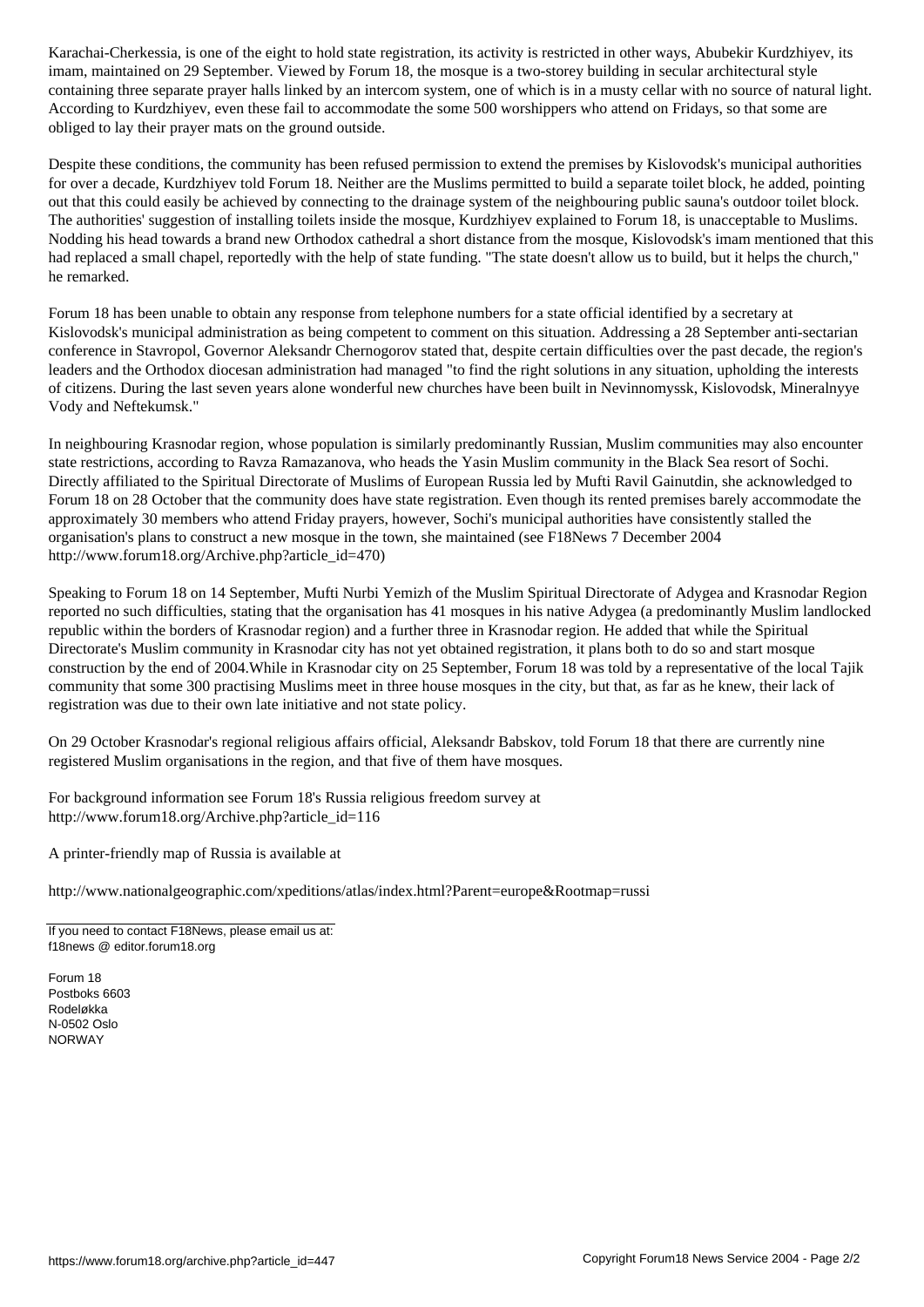Karachai-Cherkessia, is one of the eight to hold state registration, its activity is restricted in other ways, Abubekir Kurdzhiyev, its imam, maintained on 29 September. Viewed by Forum 18, the mosque is a two-storey building in secular architectural style containing three separate prayer halls linked by an intercom system, one of which is in a musty cellar with no source of natural light. According to Kurdzhiyev, even these fail to accommodate the some 500 worshippers who attend on Fridays, so that some are obliged to lay their prayer mats on the ground outside.

Despite these conditions, the community has been refused permission to extend the premises by Kislovodsk's municipal authorities for over a decade, Kurdzhiyev told Forum 18. Neither are the Muslims permitted to build a separate toilet block, he added, pointing out that this could easily be achieved by connecting to the drainage system of the neighbouring public sauna's outdoor toilet block. The authorities' suggestion of installing toilets inside the mosque, Kurdzhiyev explained to Forum 18, is unacceptable to Muslims. Nodding his head towards a brand new Orthodox cathedral a short distance from the mosque, Kislovodsk's imam mentioned that this had replaced a small chapel, reportedly with the help of state funding. "The state doesn't allow us to build, but it helps the church," he remarked.

Forum 18 has been unable to obtain any response from telephone numbers for a state official identified by a secretary at Kislovodsk's municipal administration as being competent to comment on this situation. Addressing a 28 September anti-sectarian conference in Stavropol, Governor Aleksandr Chernogorov stated that, despite certain difficulties over the past decade, the region's leaders and the Orthodox diocesan administration had managed "to find the right solutions in any situation, upholding the interests of citizens. During the last seven years alone wonderful new churches have been built in Nevinnomyssk, Kislovodsk, Mineralnyye Vody and Neftekumsk."

In neighbouring Krasnodar region, whose population is similarly predominantly Russian, Muslim communities may also encounter state restrictions, according to Ravza Ramazanova, who heads the Yasin Muslim community in the Black Sea resort of Sochi. Directly affiliated to the Spiritual Directorate of Muslims of European Russia led by Mufti Ravil Gainutdin, she acknowledged to Forum 18 on 28 October that the community does have state registration. Even though its rented premises barely accommodate the approximately 30 members who attend Friday prayers, however, Sochi's municipal authorities have consistently stalled the organisation's plans to construct a new mosque in the town, she maintained (see F18News 7 December 2004 http://www.forum18.org/Archive.php?article_id=470)

Speaking to Forum 18 on 14 September, Mufti Nurbi Yemizh of the Muslim Spiritual Directorate of Adygea and Krasnodar Region reported no such difficulties, stating that the organisation has 41 mosques in his native Adygea (a predominantly Muslim landlocked republic within the borders of Krasnodar region) and a further three in Krasnodar region. He added that while the Spiritual Directorate's Muslim community in Krasnodar city has not yet obtained registration, it plans both to do so and start mosque construction by the end of 2004.While in Krasnodar city on 25 September, Forum 18 was told by a representative of the local Tajik community that some 300 practising Muslims meet in three house mosques in the city, but that, as far as he knew, their lack of registration was due to their own late initiative and not state policy.

On 29 October Krasnodar's regional religious affairs official, Aleksandr Babskov, told Forum 18 that there are currently nine registered Muslim organisations in the region, and that five of them have mosques.

For background information see Forum 18's Russia religious freedom survey at http://www.forum18.org/Archive.php?article_id=116

A printer-friendly map of Russia is available at

http://www.nationalgeographic.com/xpeditions/atlas/index.html?Parent=europe&Rootmap=russi

If you need to contact F18News, please email us at:
f18news @ editor.forum18.org

Forum 18
Postboks 6603
Rodeløkka
N-0502 Oslo
NORWAY